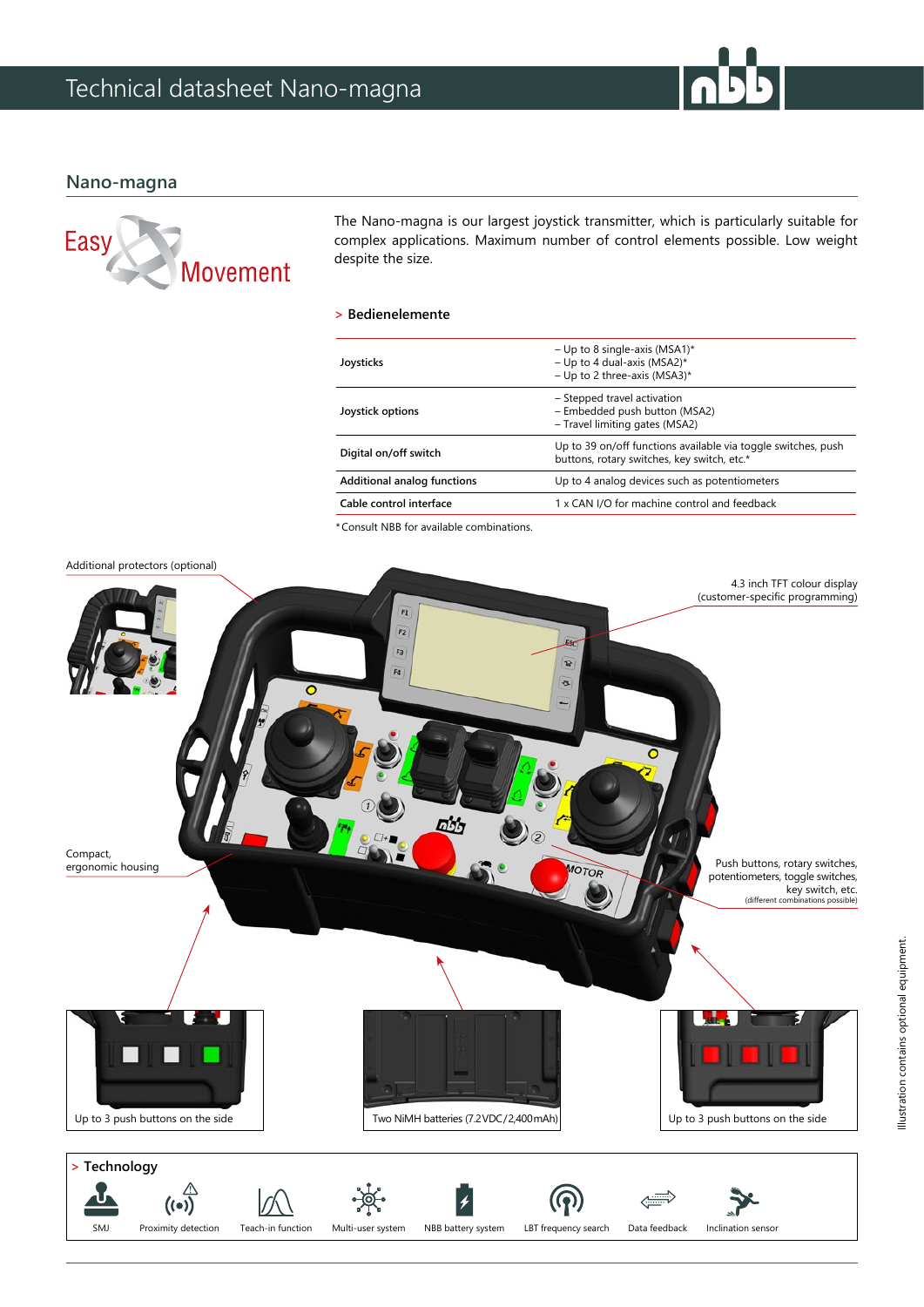# Technical datasheet Nano-magna

## Nano-magna

Easy Movement

The Nano-magna is our largest joystick transmitter, which is particularly suitable for complex applications. Maximum number of control elements possible. Low weight despite the size.

### > Bedienelemente

| | |
|---|---|
| **Joysticks** | – Up to 8 single-axis (MSA1)*<br>– Up to 4 dual-axis (MSA2)*<br>– Up to 2 three-axis (MSA3)* |
| **Joystick options** | – Stepped travel activation<br>– Embedded push button (MSA2)<br>– Travel limiting gates (MSA2) |
| **Digital on/off switch** | Up to 39 on/off functions available via toggle switches, push buttons, rotary switches, key switch, etc.* |
| **Additional analog functions** | Up to 4 analog devices such as potentiometers |
| **Cable control interface** | 1 x CAN I/O for machine control and feedback |

*Consult NBB for available combinations.

Additional protectors (optional)

4.3 inch TFT colour display (customer-specific programming)

Compact, ergonomic housing

Push buttons, rotary switches, potentiometers, toggle switches, key switch, etc. (different combinations possible)

Up to 3 push buttons on the side

Two NiMH batteries (7.2 VDC/2,400 mAh)

Up to 3 push buttons on the side

Illustration contains optional equipment.

### > Technology

SMJ · Proximity detection · Teach-in function · Multi-user system · NBB battery system · LBT frequency search · Data feedback · Inclination sensor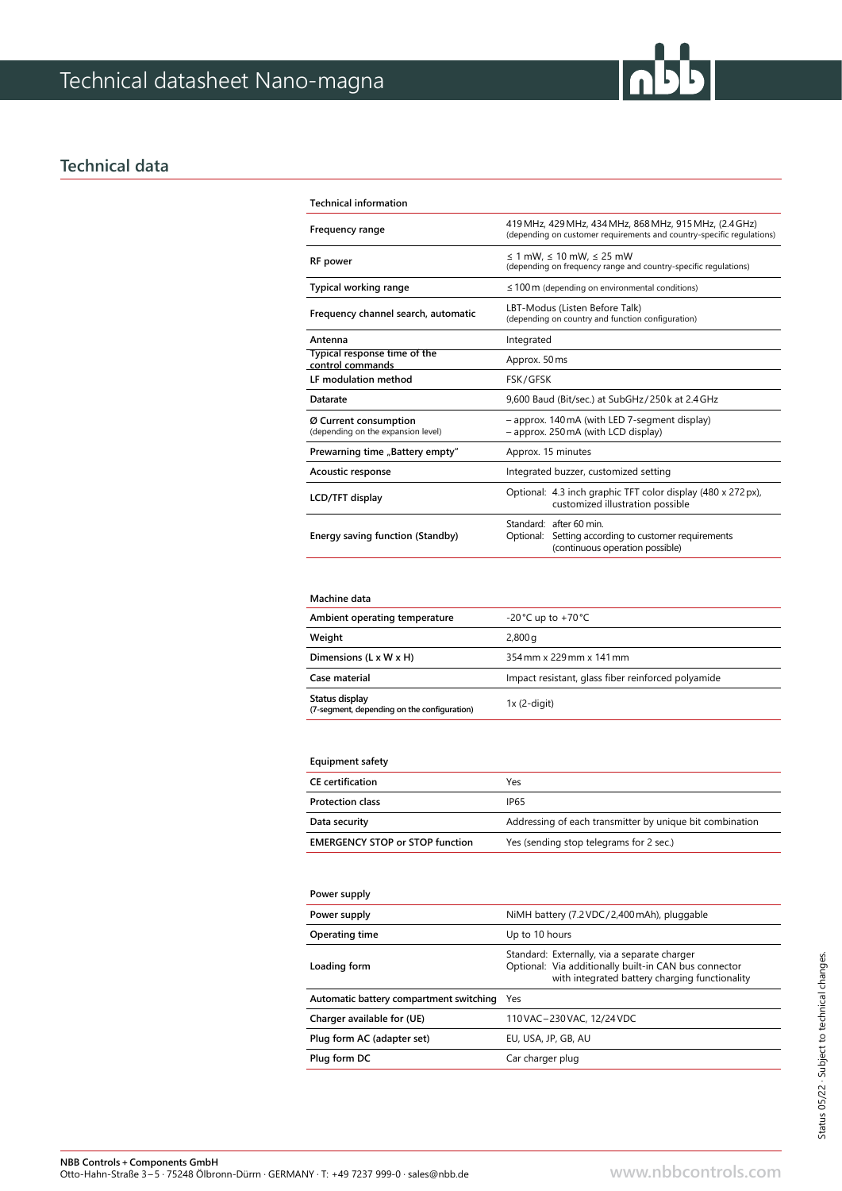## Technical data

| Technical information | |
|---|---|
| **Frequency range** | 419 MHz, 429 MHz, 434 MHz, 868 MHz, 915 MHz, (2.4 GHz) (depending on customer requirements and country-specific regulations) |
| **RF power** | ≤ 1 mW, ≤ 10 mW, ≤ 25 mW (depending on frequency range and country-specific regulations) |
| **Typical working range** | ≤ 100 m (depending on environmental conditions) |
| **Frequency channel search, automatic** | LBT-Modus (Listen Before Talk) (depending on country and function configuration) |
| **Antenna** | Integrated |
| **Typical response time of the control commands** | Approx. 50 ms |
| **LF modulation method** | FSK / GFSK |
| **Datarate** | 9,600 Baud (Bit/sec.) at SubGHz / 250 k at 2.4 GHz |
| **Ø Current consumption** (depending on the expansion level) | – approx. 140 mA (with LED 7-segment display)<br>– approx. 250 mA (with LCD display) |
| **Prewarning time „Battery empty“** | Approx. 15 minutes |
| **Acoustic response** | Integrated buzzer, customized setting |
| **LCD/TFT display** | Optional: 4.3 inch graphic TFT color display (480 x 272 px), customized illustration possible |
| **Energy saving function (Standby)** | Standard: after 60 min.<br>Optional: Setting according to customer requirements (continuous operation possible) |

| Machine data | |
|---|---|
| **Ambient operating temperature** | -20 °C up to +70 °C |
| **Weight** | 2,800 g |
| **Dimensions (L x W x H)** | 354 mm x 229 mm x 141 mm |
| **Case material** | Impact resistant, glass fiber reinforced polyamide |
| **Status display** (7-segment, depending on the configuration) | 1x (2-digit) |

| Equipment safety | |
|---|---|
| **CE certification** | Yes |
| **Protection class** | IP65 |
| **Data security** | Addressing of each transmitter by unique bit combination |
| **EMERGENCY STOP or STOP function** | Yes (sending stop telegrams for 2 sec.) |

| Power supply | |
|---|---|
| **Power supply** | NiMH battery (7.2 VDC / 2,400 mAh), pluggable |
| **Operating time** | Up to 10 hours |
| **Loading form** | Standard: Externally, via a separate charger<br>Optional: Via additionally built-in CAN bus connector with integrated battery charging functionality |
| **Automatic battery compartment switching** | Yes |
| **Charger available for (UE)** | 110 VAC – 230 VAC, 12/24 VDC |
| **Plug form AC (adapter set)** | EU, USA, JP, GB, AU |
| **Plug form DC** | Car charger plug |

Status 05/22 · Subject to technical changes.

**NBB Controls + Components GmbH**
Otto-Hahn-Straße 3 – 5 · 75248 Ölbronn-Dürrn · GERMANY · T: +49 7237 999-0 · sales@nbb.de

www.nbbcontrols.com